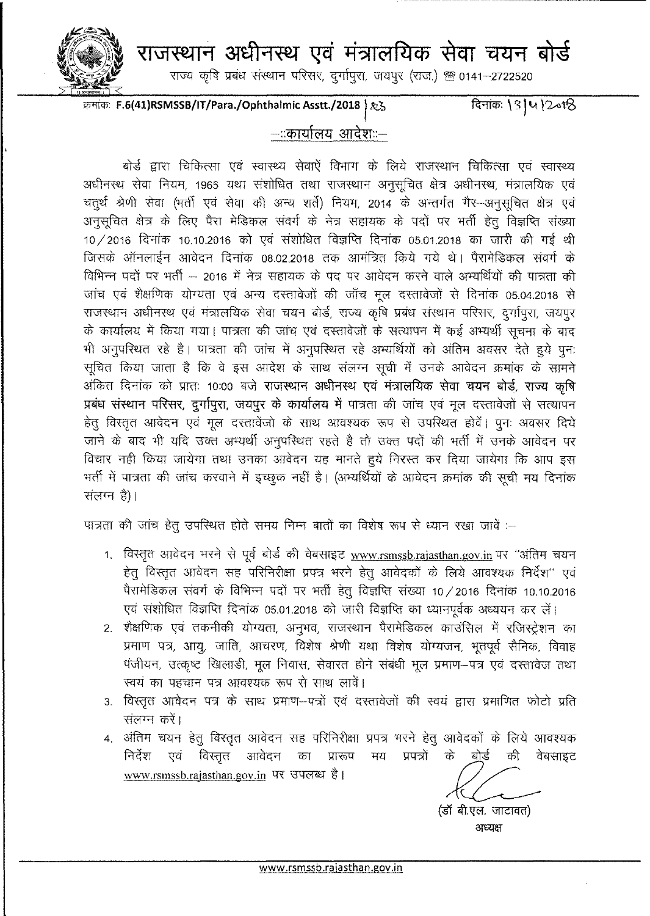# राजस्थान अधीनस्थ एवं मंत्रालयिक सेवा चयन बोर्ड

राज्य कृषि प्रबंध संस्थान परिसर, दुर्गापुरा, जयपुर (राज.) ☏ 0141–2722520

क्रमांकः F.6(41)RSMSSB/IT/Para./Ophthalmic Asstt./2018 | 85 दिनांकः 13|5|2018

## –:कार्यालय आदेश:–

बोर्ड द्वारा चिकित्सा एवं स्वास्थ्य सेवाऐं विभाग के लिये राजस्थान चिकित्सा एवं स्वास्थ्य अधीनस्थ सेवा नियम, 1965 यथा संशोधित तथा राजस्थान अनुसूचित क्षेत्र अधीनस्थ, मंत्रालयिक एवं चतुर्थ श्रेणी सेवा (भर्ती एवं सेवा की अन्य शर्ते) नियम, 2014 के अन्तर्गत गैर–अनुसूचित क्षेत्र एवं अनुसूचित क्षेत्र के लिए पैरा मेडिकल संवर्ग के नेत्र सहायक के पदों पर भर्ती हेतु विज्ञप्ति संख्या 10/2016 दिनांक 10.10.2016 को एवं संशोधित विज्ञप्ति दिनांक 05.01.2018 का जारी की गई थी जिसके ऑनलाईन आवेदन दिनांक 08.02.2018 तक आमंत्रित किये गये थे। पैरामेडिकल संवर्ग के विभिन्न पदों पर भर्ती – 2016 में नेत्र सहायक के पद पर आवेदन करने वाले अभ्यर्थियों की पात्रता की जांच एवं शैक्षणिक योग्यता एवं अन्य दस्तावेजों की जाँच मूल दस्तावेजों से दिनांक 05.04.2018 से राजस्थान अधीनस्थ एवं मंत्रालयिक सेवा चयन बोर्ड, राज्य कृषि प्रबंध संस्थान परिसर, दुर्गापुरा, जयपुर के कार्यालय में किया गया। पात्रता की जांच एवं दस्तावेजों के सत्यापन में कई अभ्यर्थी सूचना के बाद भी अनुपस्थित रहे है। पात्रता की जांच में अनुपस्थित रहे अभ्यर्थियों को अंतिम अवसर देते हुये पुनः सूचित किया जाता है कि वे इस आदेश के साथ संलग्न सूची में उनके आवेदन क्रमांक के सामने अंकित दिनांक को प्रातः 10:00 बजे **राजस्थान अधीनस्थ एवं मंत्रालयिक सेवा चयन बोर्ड, राज्य कृषि प्रबंध संस्थान परिसर, दुर्गापुरा, जयपुर के कार्यालय में** पात्रता की जांच एवं मूल दस्तावेजों से सत्यापन हेतु विस्तृत आवेदन एवं मूल दस्तावेंजो के साथ आवश्यक रूप से उपस्थित होवें। पुनः अवसर दिये जाने के बाद भी यदि उक्त अभ्यर्थी अनुपस्थित रहते है तो उक्त पदों की भर्ती में उनके आवेदन पर विचार नही किया जायेगा तथा उनका आवेदन यह मानते हुये निरस्त कर दिया जायेगा कि आप इस भर्ती में पात्रता की जांच करवाने में इच्छुक नहीं है। (अभ्यर्थियों के आवेदन क्रमांक की सूची मय दिनांक संलग्न है)।

पात्रता की जांच हेतु उपस्थित होते समय निम्न बातों का विशेष रूप से ध्यान रखा जावें :–

1. विस्तृत आवेदन भरने से पूर्व बोर्ड की वेबसाइट www.rsmssb.rajasthan.gov.in पर "अंतिम चयन हेतु विस्तृत आवेदन सह परिनिरीक्षा प्रपत्र भरने हेतु आवेदकों के लिये आवश्यक निर्देश" एवं पैरामेडिकल संवर्ग के विभिन्न पदों पर भर्ती हेतु विज्ञप्ति संख्या 10/2016 दिनांक 10.10.2016 एवं संशोधित विज्ञप्ति दिनांक 05.01.2018 को जारी विज्ञप्ति का ध्यानपूर्वक अध्ययन कर लें।
2. शैक्षणिक एवं तकनीकी योग्यता, अनुभव, राजस्थान पैरामेडिकल काउंसिल में रजिस्ट्रेशन का प्रमाण पत्र, आयु, जाति, आचरण, विशेष श्रेणी यथा विशेष योग्यजन, भूतपूर्व सैनिक, विवाह पंजीयन, उत्कृष्ट खिलाडी, मूल निवास, सेवारत होने संबंधी मूल प्रमाण–पत्र एवं दस्तावेज तथा स्वयं का पहचान पत्र आवश्यक रूप से साथ लावें।
3. विस्तृत आवेदन पत्र के साथ प्रमाण–पत्रों एवं दस्तावेजों की स्वयं द्वारा प्रमाणित फोटो प्रति संलग्न करें।
4. अंतिम चयन हेतु विस्तृत आवेदन सह परिनिरीक्षा प्रपत्र भरने हेतु आवेदकों के लिये आवश्यक निर्देश एवं विस्तृत आवेदन का प्रारूप मय प्रपत्रों के बोर्ड की वेबसाइट www.rsmssb.rajasthan.gov.in पर उपलब्ध है।

(डॉ बी.एल. जाटावत)
अध्यक्ष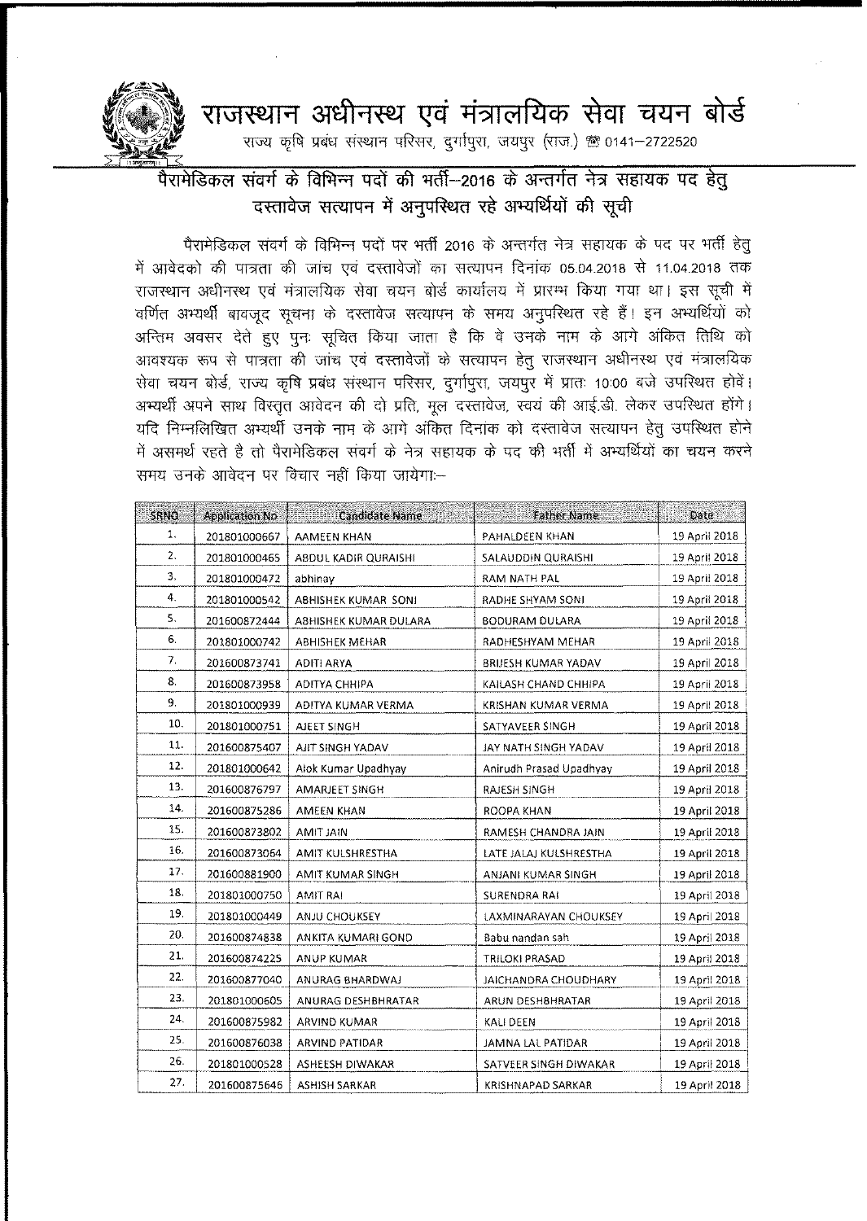# राजस्थान अधीनस्थ एवं मंत्रालयिक सेवा चयन बोर्ड

राज्य कृषि प्रबंध संस्थान परिसर, दुर्गापुरा, जयपुर (राज.) ☎ 0141–2722520

## पैरामेडिकल संवर्ग के विभिन्न पदों की भर्ती–2016 के अन्तर्गत नेत्र सहायक पद हेतु दस्तावेज सत्यापन में अनुपस्थित रहे अभ्यर्थियों की सूची

पैरामेडिकल संवर्ग के विभिन्न पदों पर भर्ती 2016 के अन्तर्गत नेत्र सहायक के पद पर भर्ती हेतु में आवेदको की पात्रता की जांच एवं दस्तावेजों का सत्यापन दिनांक 05.04.2018 से 11.04.2018 तक राजस्थान अधीनस्थ एवं मंत्रालयिक सेवा चयन बोर्ड कार्यालय में प्रारम्भ किया गया था। इस सूची में वर्णित अभ्यर्थी बावजूद सूचना के दस्तावेज सत्यापन के समय अनुपस्थित रहे हैं। इन अभ्यर्थियों को अन्तिम अवसर देते हुए पुनः सूचित किया जाता है कि वे उनके नाम के आगे अंकित तिथि को आवश्यक रूप से पात्रता की जांच एवं दस्तावेजों के सत्यापन हेतु राजस्थान अधीनस्थ एवं मंत्रालयिक सेवा चयन बोर्ड, राज्य कृषि प्रबंध संस्थान परिसर, दुर्गापुरा, जयपुर में प्रातः 10:00 बजे उपस्थित होवें। अभ्यर्थी अपने साथ विस्तृत आवेदन की दो प्रति, मूल दस्तावेज, स्वयं की आई.डी. लेकर उपस्थित होंगे। यदि निम्नलिखित अभ्यर्थी उनके नाम के आगे अंकित दिनांक को दस्तावेज सत्यापन हेतु उपस्थित होने में असमर्थ रहते है तो पैरामेडिकल संवर्ग के नेत्र सहायक के पद की भर्ती में अभ्यर्थियों का चयन करने समय उनके आवेदन पर विचार नहीं किया जायेगाः–

| SRNO | Application No | Candidate Name | Father Name | Date |
|---|---|---|---|---|
| 1. | 201801000667 | AAMEEN KHAN | PAHALDEEN KHAN | 19 April 2018 |
| 2. | 201801000465 | ABDUL KADIR QURAISHI | SALAUDDIN QURAISHI | 19 April 2018 |
| 3. | 201801000472 | abhinay | RAM NATH PAL | 19 April 2018 |
| 4. | 201801000542 | ABHISHEK KUMAR SONI | RADHE SHYAM SONI | 19 April 2018 |
| 5. | 201600872444 | ABHISHEK KUMAR DULARA | BODURAM DULARA | 19 April 2018 |
| 6. | 201801000742 | ABHISHEK MEHAR | RADHESHYAM MEHAR | 19 April 2018 |
| 7. | 201600873741 | ADITI ARYA | BRIJESH KUMAR YADAV | 19 April 2018 |
| 8. | 201600873958 | ADITYA CHHIPA | KAILASH CHAND CHHIPA | 19 April 2018 |
| 9. | 201801000939 | ADITYA KUMAR VERMA | KRISHAN KUMAR VERMA | 19 April 2018 |
| 10. | 201801000751 | AJEET SINGH | SATYAVEER SINGH | 19 April 2018 |
| 11. | 201600875407 | AJIT SINGH YADAV | JAY NATH SINGH YADAV | 19 April 2018 |
| 12. | 201801000642 | Alok Kumar Upadhyay | Anirudh Prasad Upadhyay | 19 April 2018 |
| 13. | 201600876797 | AMARJEET SINGH | RAJESH SINGH | 19 April 2018 |
| 14. | 201600875286 | AMEEN KHAN | ROOPA KHAN | 19 April 2018 |
| 15. | 201600873802 | AMIT JAIN | RAMESH CHANDRA JAIN | 19 April 2018 |
| 16. | 201600873064 | AMIT KULSHRESTHA | LATE JALAJ KULSHRESTHA | 19 April 2018 |
| 17. | 201600881900 | AMIT KUMAR SINGH | ANJANI KUMAR SINGH | 19 April 2018 |
| 18. | 201801000750 | AMIT RAI | SURENDRA RAI | 19 April 2018 |
| 19. | 201801000449 | ANJU CHOUKSEY | LAXMINARAYAN CHOUKSEY | 19 April 2018 |
| 20. | 201600874838 | ANKITA KUMARI GOND | Babu nandan sah | 19 April 2018 |
| 21. | 201600874225 | ANUP KUMAR | TRILOKI PRASAD | 19 April 2018 |
| 22. | 201600877040 | ANURAG BHARDWAJ | JAICHANDRA CHOUDHARY | 19 April 2018 |
| 23. | 201801000605 | ANURAG DESHBHRATAR | ARUN DESHBHRATAR | 19 April 2018 |
| 24. | 201600875982 | ARVIND KUMAR | KALI DEEN | 19 April 2018 |
| 25. | 201600876038 | ARVIND PATIDAR | JAMNA LAL PATIDAR | 19 April 2018 |
| 26. | 201801000528 | ASHEESH DIWAKAR | SATVEER SINGH DIWAKAR | 19 April 2018 |
| 27. | 201600875646 | ASHISH SARKAR | KRISHNAPAD SARKAR | 19 April 2018 |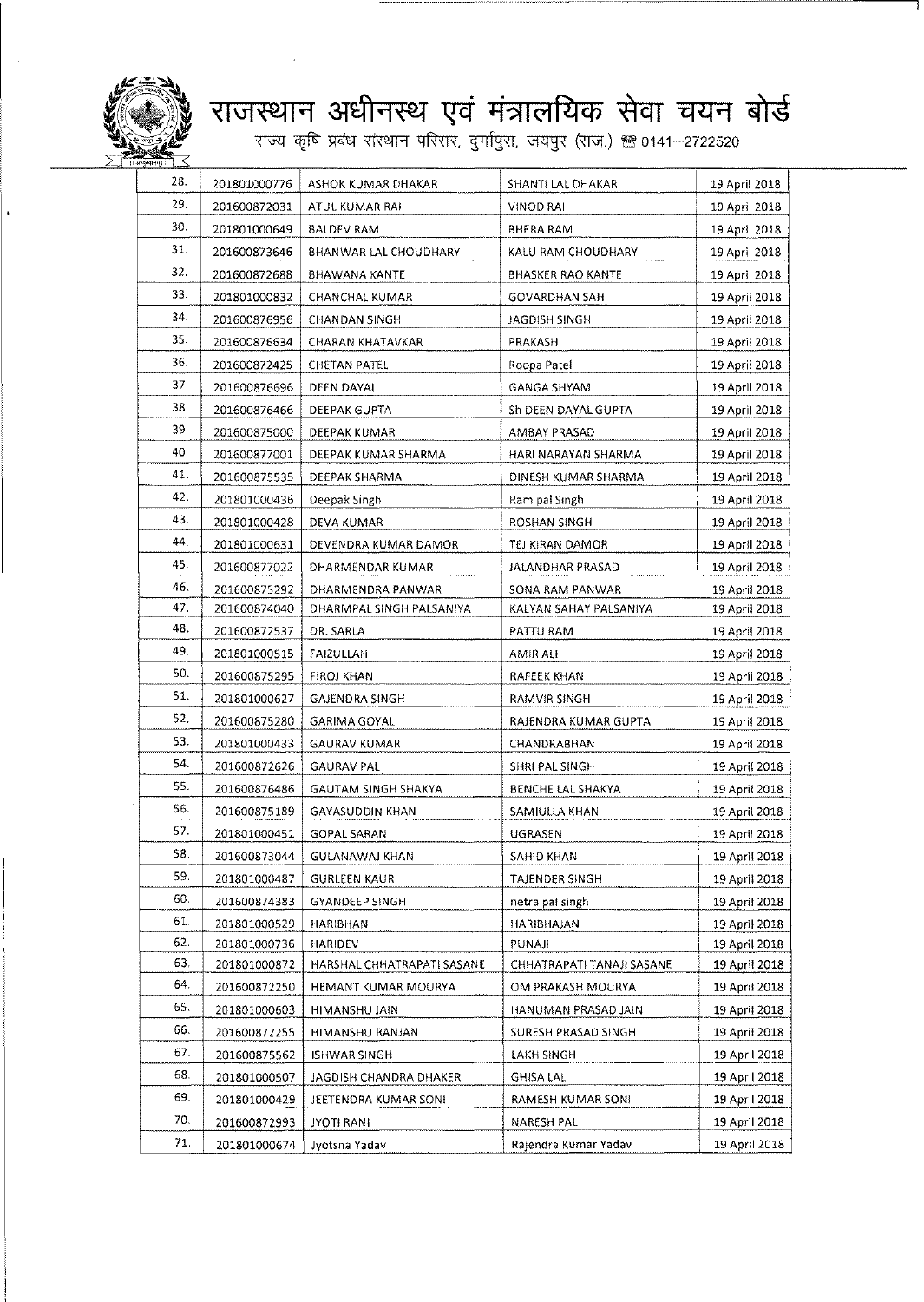# राजस्थान अधीनस्थ एवं मंत्रालयिक सेवा चयन बोर्ड

राज्य कृषि प्रबंध संस्थान परिसर, दुर्गापुरा, जयपुर (राज.) ☎ 0141-2722520

| | | | | |
|---|---|---|---|---|
| 28. | 201801000776 | ASHOK KUMAR DHAKAR | SHANTI LAL DHAKAR | 19 April 2018 |
| 29. | 201600872031 | ATUL KUMAR RAI | VINOD RAI | 19 April 2018 |
| 30. | 201801000649 | BALDEV RAM | BHERA RAM | 19 April 2018 |
| 31. | 201600873646 | BHANWAR LAL CHOUDHARY | KALU RAM CHOUDHARY | 19 April 2018 |
| 32. | 201600872688 | BHAWANA KANTE | BHASKER RAO KANTE | 19 April 2018 |
| 33. | 201801000832 | CHANCHAL KUMAR | GOVARDHAN SAH | 19 April 2018 |
| 34. | 201600876956 | CHANDAN SINGH | JAGDISH SINGH | 19 April 2018 |
| 35. | 201600876634 | CHARAN KHATAVKAR | PRAKASH | 19 April 2018 |
| 36. | 201600872425 | CHETAN PATEL | Roopa Patel | 19 April 2018 |
| 37. | 201600876696 | DEEN DAYAL | GANGA SHYAM | 19 April 2018 |
| 38. | 201600876466 | DEEPAK GUPTA | Sh DEEN DAYAL GUPTA | 19 April 2018 |
| 39. | 201600875000 | DEEPAK KUMAR | AMBAY PRASAD | 19 April 2018 |
| 40. | 201600877001 | DEEPAK KUMAR SHARMA | HARI NARAYAN SHARMA | 19 April 2018 |
| 41. | 201600875535 | DEEPAK SHARMA | DINESH KUMAR SHARMA | 19 April 2018 |
| 42. | 201801000436 | Deepak Singh | Ram pal Singh | 19 April 2018 |
| 43. | 201801000428 | DEVA KUMAR | ROSHAN SINGH | 19 April 2018 |
| 44. | 201801000631 | DEVENDRA KUMAR DAMOR | TEJ KIRAN DAMOR | 19 April 2018 |
| 45. | 201600877022 | DHARMENDAR KUMAR | JALANDHAR PRASAD | 19 April 2018 |
| 46. | 201600875292 | DHARMENDRA PANWAR | SONA RAM PANWAR | 19 April 2018 |
| 47. | 201600874040 | DHARMPAL SINGH PALSANIYA | KALYAN SAHAY PALSANIYA | 19 April 2018 |
| 48. | 201600872537 | DR. SARLA | PATTU RAM | 19 April 2018 |
| 49. | 201801000515 | FAIZULLAH | AMIR ALI | 19 April 2018 |
| 50. | 201600875295 | FIROJ KHAN | RAFEEK KHAN | 19 April 2018 |
| 51. | 201801000627 | GAJENDRA SINGH | RAMVIR SINGH | 19 April 2018 |
| 52. | 201600875280 | GARIMA GOYAL | RAJENDRA KUMAR GUPTA | 19 April 2018 |
| 53. | 201801000433 | GAURAV KUMAR | CHANDRABHAN | 19 April 2018 |
| 54. | 201600872626 | GAURAV PAL | SHRI PAL SINGH | 19 April 2018 |
| 55. | 201600876486 | GAUTAM SINGH SHAKYA | BENCHE LAL SHAKYA | 19 April 2018 |
| 56. | 201600875189 | GAYASUDDIN KHAN | SAMIULLA KHAN | 19 April 2018 |
| 57. | 201801000451 | GOPAL SARAN | UGRASEN | 19 April 2018 |
| 58. | 201600873044 | GULANAWAJ KHAN | SAHID KHAN | 19 April 2018 |
| 59. | 201801000487 | GURLEEN KAUR | TAJENDER SINGH | 19 April 2018 |
| 60. | 201600874383 | GYANDEEP SINGH | netra pal singh | 19 April 2018 |
| 61. | 201801000529 | HARIBHAN | HARIBHAJAN | 19 April 2018 |
| 62. | 201801000736 | HARIDEV | PUNAJI | 19 April 2018 |
| 63. | 201801000872 | HARSHAL CHHATRAPATI SASANE | CHHATRAPATI TANAJI SASANE | 19 April 2018 |
| 64. | 201600872250 | HEMANT KUMAR MOURYA | OM PRAKASH MOURYA | 19 April 2018 |
| 65. | 201801000603 | HIMANSHU JAIN | HANUMAN PRASAD JAIN | 19 April 2018 |
| 66. | 201600872255 | HIMANSHU RANJAN | SURESH PRASAD SINGH | 19 April 2018 |
| 67. | 201600875562 | ISHWAR SINGH | LAKH SINGH | 19 April 2018 |
| 68. | 201801000507 | JAGDISH CHANDRA DHAKER | GHISA LAL | 19 April 2018 |
| 69. | 201801000429 | JEETENDRA KUMAR SONI | RAMESH KUMAR SONI | 19 April 2018 |
| 70. | 201600872993 | JYOTI RANI | NARESH PAL | 19 April 2018 |
| 71. | 201801000674 | Jyotsna Yadav | Rajendra Kumar Yadav | 19 April 2018 |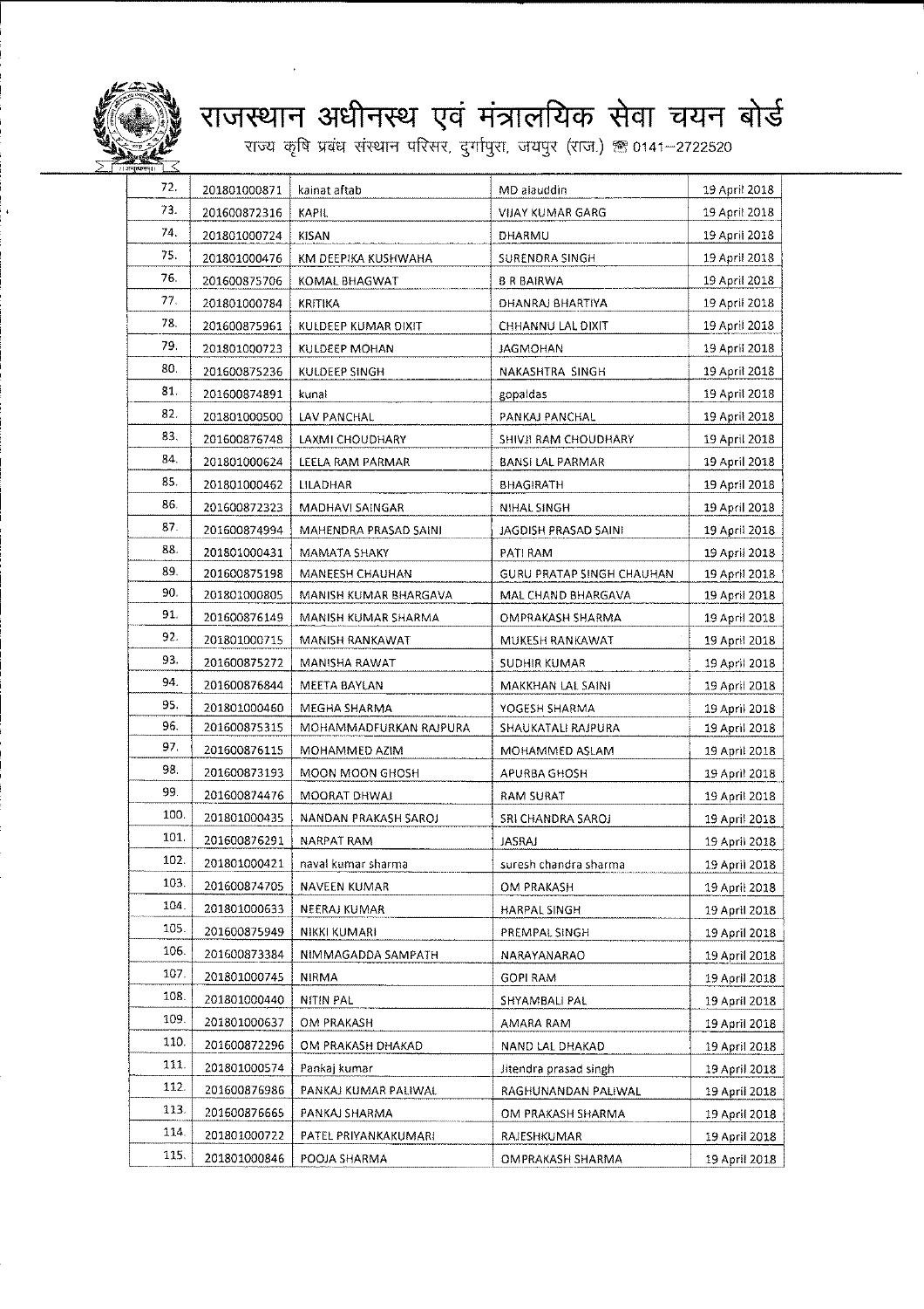# राजस्थान अधीनस्थ एवं मंत्रालयिक सेवा चयन बोर्ड

राज्य कृषि प्रबंध संस्थान परिसर, दुर्गापुरा, जयपुर (राज.) ☎ 0141-2722520

| | | | | |
|---|---|---|---|---|
| 72. | 201801000871 | kainat aftab | MD alauddin | 19 April 2018 |
| 73. | 201600872316 | KAPIL | VIJAY KUMAR GARG | 19 April 2018 |
| 74. | 201801000724 | KISAN | DHARMU | 19 April 2018 |
| 75. | 201801000476 | KM DEEPIKA KUSHWAHA | SURENDRA SINGH | 19 April 2018 |
| 76. | 201600875706 | KOMAL BHAGWAT | B R BAIRWA | 19 April 2018 |
| 77. | 201801000784 | KRITIKA | DHANRAJ BHARTIYA | 19 April 2018 |
| 78. | 201600875961 | KULDEEP KUMAR DIXIT | CHHANNU LAL DIXIT | 19 April 2018 |
| 79. | 201801000723 | KULDEEP MOHAN | JAGMOHAN | 19 April 2018 |
| 80. | 201600875236 | KULDEEP SINGH | NAKASHTRA SINGH | 19 April 2018 |
| 81. | 201600874891 | kunal | gopaldas | 19 April 2018 |
| 82. | 201801000500 | LAV PANCHAL | PANKAJ PANCHAL | 19 April 2018 |
| 83. | 201600876748 | LAXMI CHOUDHARY | SHIVJI RAM CHOUDHARY | 19 April 2018 |
| 84. | 201801000624 | LEELA RAM PARMAR | BANSI LAL PARMAR | 19 April 2018 |
| 85. | 201801000462 | LILADHAR | BHAGIRATH | 19 April 2018 |
| 86. | 201600872323 | MADHAVI SAINGAR | NIHAL SINGH | 19 April 2018 |
| 87. | 201600874994 | MAHENDRA PRASAD SAINI | JAGDISH PRASAD SAINI | 19 April 2018 |
| 88. | 201801000431 | MAMATA SHAKY | PATI RAM | 19 April 2018 |
| 89. | 201600875198 | MANEESH CHAUHAN | GURU PRATAP SINGH CHAUHAN | 19 April 2018 |
| 90. | 201801000805 | MANISH KUMAR BHARGAVA | MAL CHAND BHARGAVA | 19 April 2018 |
| 91. | 201600876149 | MANISH KUMAR SHARMA | OMPRAKASH SHARMA | 19 April 2018 |
| 92. | 201801000715 | MANISH RANKAWAT | MUKESH RANKAWAT | 19 April 2018 |
| 93. | 201600875272 | MANISHA RAWAT | SUDHIR KUMAR | 19 April 2018 |
| 94. | 201600876844 | MEETA BAYLAN | MAKKHAN LAL SAINI | 19 April 2018 |
| 95. | 201801000460 | MEGHA SHARMA | YOGESH SHARMA | 19 April 2018 |
| 96. | 201600875315 | MOHAMMADFURKAN RAJPURA | SHAUKATALI RAJPURA | 19 April 2018 |
| 97. | 201600876115 | MOHAMMED AZIM | MOHAMMED ASLAM | 19 April 2018 |
| 98. | 201600873193 | MOON MOON GHOSH | APURBA GHOSH | 19 April 2018 |
| 99. | 201600874476 | MOORAT DHWAJ | RAM SURAT | 19 April 2018 |
| 100. | 201801000435 | NANDAN PRAKASH SAROJ | SRI CHANDRA SAROJ | 19 April 2018 |
| 101. | 201600876291 | NARPAT RAM | JASRAJ | 19 April 2018 |
| 102. | 201801000421 | naval kumar sharma | suresh chandra sharma | 19 April 2018 |
| 103. | 201600874705 | NAVEEN KUMAR | OM PRAKASH | 19 April 2018 |
| 104. | 201801000633 | NEERAJ KUMAR | HARPAL SINGH | 19 April 2018 |
| 105. | 201600875949 | NIKKI KUMARI | PREMPAL SINGH | 19 April 2018 |
| 106. | 201600873384 | NIMMAGADDA SAMPATH | NARAYANARAO | 19 April 2018 |
| 107. | 201801000745 | NIRMA | GOPI RAM | 19 April 2018 |
| 108. | 201801000440 | NITIN PAL | SHYAMBALI PAL | 19 April 2018 |
| 109. | 201801000637 | OM PRAKASH | AMARA RAM | 19 April 2018 |
| 110. | 201600872296 | OM PRAKASH DHAKAD | NAND LAL DHAKAD | 19 April 2018 |
| 111. | 201801000574 | Pankaj kumar | Jitendra prasad singh | 19 April 2018 |
| 112. | 201600876986 | PANKAJ KUMAR PALIWAL | RAGHUNANDAN PALIWAL | 19 April 2018 |
| 113. | 201600876665 | PANKAJ SHARMA | OM PRAKASH SHARMA | 19 April 2018 |
| 114. | 201801000722 | PATEL PRIYANKAKUMARI | RAJESHKUMAR | 19 April 2018 |
| 115. | 201801000846 | POOJA SHARMA | OMPRAKASH SHARMA | 19 April 2018 |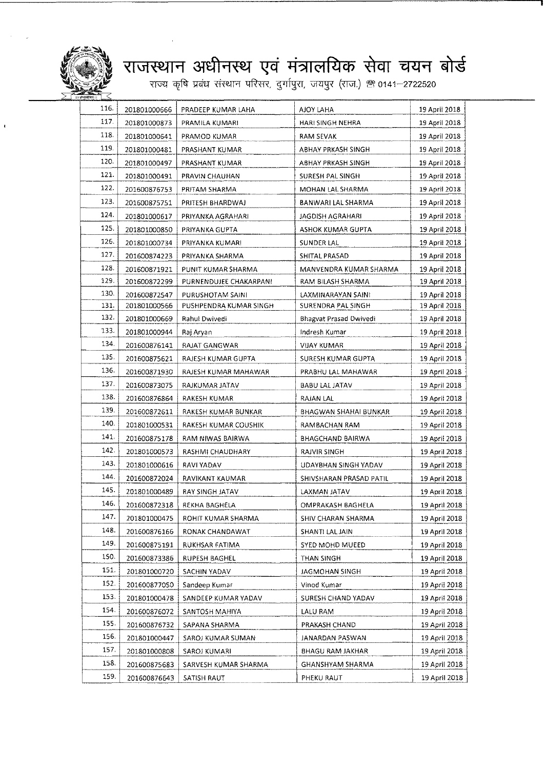# राजस्थान अधीनस्थ एवं मंत्रालयिक सेवा चयन बोर्ड

राज्य कृषि प्रबंध संस्थान परिसर, दुर्गापुरा, जयपुर (राज.) ☎ 0141–2722520

| | | | | |
|---|---|---|---|---|
| 116. | 201801000666 | PRADEEP KUMAR LAHA | AJOY LAHA | 19 April 2018 |
| 117. | 201801000873 | PRAMILA KUMARI | HARI SINGH NEHRA | 19 April 2018 |
| 118. | 201801000641 | PRAMOD KUMAR | RAM SEVAK | 19 April 2018 |
| 119. | 201801000481 | PRASHANT KUMAR | ABHAY PRKASH SINGH | 19 April 2018 |
| 120. | 201801000497 | PRASHANT KUMAR | ABHAY PRKASH SINGH | 19 April 2018 |
| 121. | 201801000491 | PRAVIN CHAUHAN | SURESH PAL SINGH | 19 April 2018 |
| 122. | 201600876753 | PRITAM SHARMA | MOHAN LAL SHARMA | 19 April 2018 |
| 123. | 201600875751 | PRITESH BHARDWAJ | BANWARI LAL SHARMA | 19 April 2018 |
| 124. | 201801000617 | PRIYANKA AGRAHARI | JAGDISH AGRAHARI | 19 April 2018 |
| 125. | 201801000850 | PRIYANKA GUPTA | ASHOK KUMAR GUPTA | 19 April 2018 |
| 126. | 201801000734 | PRIYANKA KUMARI | SUNDER LAL | 19 April 2018 |
| 127. | 201600874223 | PRIYANKA SHARMA | SHITAL PRASAD | 19 April 2018 |
| 128. | 201600871921 | PUNIT KUMAR SHARMA | MANVENDRA KUMAR SHARMA | 19 April 2018 |
| 129. | 201600872299 | PURNENDUJEE CHAKARPANI | RAM BILASH SHARMA | 19 April 2018 |
| 130. | 201600872547 | PURUSHOTAM SAINI | LAXMINARAYAN SAINI | 19 April 2018 |
| 131. | 201801000566 | PUSHPENDRA KUMAR SINGH | SURENDRA PAL SINGH | 19 April 2018 |
| 132. | 201801000669 | Rahul Dwivedi | Bhagvat Prasad Dwivedi | 19 April 2018 |
| 133. | 201801000944 | Raj Aryan | Indresh Kumar | 19 April 2018 |
| 134. | 201600876141 | RAJAT GANGWAR | VIJAY KUMAR | 19 April 2018 |
| 135. | 201600875621 | RAJESH KUMAR GUPTA | SURESH KUMAR GUPTA | 19 April 2018 |
| 136. | 201600871930 | RAJESH KUMAR MAHAWAR | PRABHU LAL MAHAWAR | 19 April 2018 |
| 137. | 201600873075 | RAJKUMAR JATAV | BABU LAL JATAV | 19 April 2018 |
| 138. | 201600876864 | RAKESH KUMAR | RAJAN LAL | 19 April 2018 |
| 139. | 201600872611 | RAKESH KUMAR BUNKAR | BHAGWAN SHAHAI BUNKAR | 19 April 2018 |
| 140. | 201801000531 | RAKESH KUMAR COUSHIK | RAMBACHAN RAM | 19 April 2018 |
| 141. | 201600875178 | RAM NIWAS BAIRWA | BHAGCHAND BAIRWA | 19 April 2018 |
| 142. | 201801000573 | RASHMI CHAUDHARY | RAJVIR SINGH | 19 April 2018 |
| 143. | 201801000616 | RAVI YADAV | UDAYBHAN SINGH YADAV | 19 April 2018 |
| 144. | 201600872024 | RAVIKANT KAUMAR | SHIVSHARAN PRASAD PATIL | 19 April 2018 |
| 145. | 201801000489 | RAY SINGH JATAV | LAXMAN JATAV | 19 April 2018 |
| 146. | 201600872318 | REKHA BAGHELA | OMPRAKASH BAGHELA | 19 April 2018 |
| 147. | 201801000475 | ROHIT KUMAR SHARMA | SHIV CHARAN SHARMA | 19 April 2018 |
| 148. | 201600876166 | RONAK CHANDAWAT | SHANTI LAL JAIN | 19 April 2018 |
| 149. | 201600875191 | RUKHSAR FATIMA | SYED MOHD MUEED | 19 April 2018 |
| 150. | 201600873386 | RUPESH BAGHEL | THAN SINGH | 19 April 2018 |
| 151. | 201801000720 | SACHIN YADAV | JAGMOHAN SINGH | 19 April 2018 |
| 152. | 201600877050 | Sandeep Kumar | Vinod Kumar | 19 April 2018 |
| 153. | 201801000478 | SANDEEP KUMAR YADAV | SURESH CHAND YADAV | 19 April 2018 |
| 154. | 201600876072 | SANTOSH MAHIYA | LALU RAM | 19 April 2018 |
| 155. | 201600876732 | SAPANA SHARMA | PRAKASH CHAND | 19 April 2018 |
| 156. | 201801000447 | SAROJ KUMAR SUMAN | JANARDAN PASWAN | 19 April 2018 |
| 157. | 201801000808 | SAROJ KUMARI | BHAGU RAM JAKHAR | 19 April 2018 |
| 158. | 201600875683 | SARVESH KUMAR SHARMA | GHANSHYAM SHARMA | 19 April 2018 |
| 159. | 201600876643 | SATISH RAUT | PHEKU RAUT | 19 April 2018 |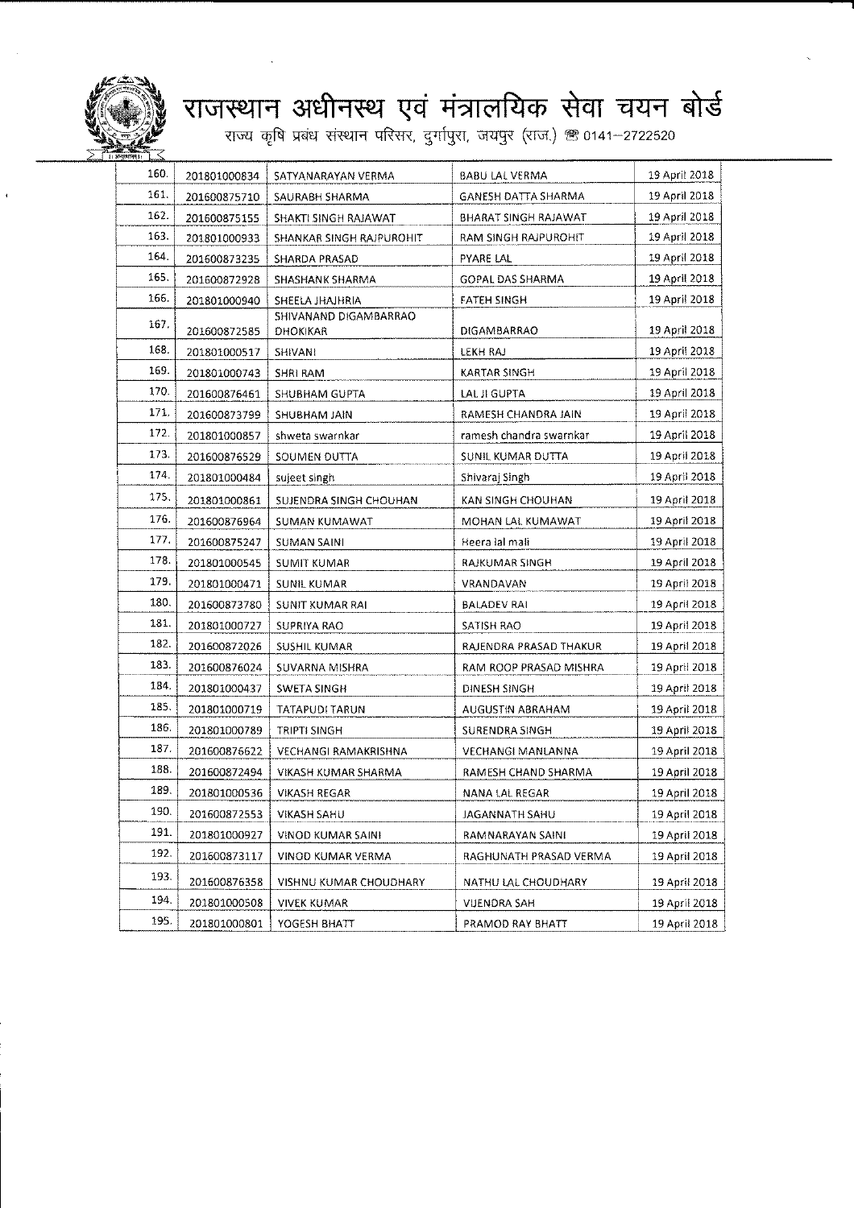# राजस्थान अधीनस्थ एवं मंत्रालयिक सेवा चयन बोर्ड

राज्य कृषि प्रबंध संस्थान परिसर, दुर्गापुरा, जयपुर (राज.) ☎ 0141–2722520

| | | | | |
|---|---|---|---|---|
| 160. | 201801000834 | SATYANARAYAN VERMA | BABU LAL VERMA | 19 April 2018 |
| 161. | 201600875710 | SAURABH SHARMA | GANESH DATTA SHARMA | 19 April 2018 |
| 162. | 201600875155 | SHAKTI SINGH RAJAWAT | BHARAT SINGH RAJAWAT | 19 April 2018 |
| 163. | 201801000933 | SHANKAR SINGH RAJPUROHIT | RAM SINGH RAJPUROHIT | 19 April 2018 |
| 164. | 201600873235 | SHARDA PRASAD | PYARE LAL | 19 April 2018 |
| 165. | 201600872928 | SHASHANK SHARMA | GOPAL DAS SHARMA | 19 April 2018 |
| 166. | 201801000940 | SHEELA JHAJHRIA | FATEH SINGH | 19 April 2018 |
| 167. | 201600872585 | SHIVANAND DIGAMBARRAO DHOKIKAR | DIGAMBARRAO | 19 April 2018 |
| 168. | 201801000517 | SHIVANI | LEKH RAJ | 19 April 2018 |
| 169. | 201801000743 | SHRI RAM | KARTAR SINGH | 19 April 2018 |
| 170. | 201600876461 | SHUBHAM GUPTA | LAL JI GUPTA | 19 April 2018 |
| 171. | 201600873799 | SHUBHAM JAIN | RAMESH CHANDRA JAIN | 19 April 2018 |
| 172. | 201801000857 | shweta swarnkar | ramesh chandra swarnkar | 19 April 2018 |
| 173. | 201600876529 | SOUMEN DUTTA | SUNIL KUMAR DUTTA | 19 April 2018 |
| 174. | 201801000484 | sujeet singh | Shivaraj Singh | 19 April 2018 |
| 175. | 201801000861 | SUJENDRA SINGH CHOUHAN | KAN SINGH CHOUHAN | 19 April 2018 |
| 176. | 201600876964 | SUMAN KUMAWAT | MOHAN LAL KUMAWAT | 19 April 2018 |
| 177. | 201600875247 | SUMAN SAINI | Heera lal mali | 19 April 2018 |
| 178. | 201801000545 | SUMIT KUMAR | RAJKUMAR SINGH | 19 April 2018 |
| 179. | 201801000471 | SUNIL KUMAR | VRANDAVAN | 19 April 2018 |
| 180. | 201600873780 | SUNIT KUMAR RAI | BALADEV RAI | 19 April 2018 |
| 181. | 201801000727 | SUPRIYA RAO | SATISH RAO | 19 April 2018 |
| 182. | 201600872026 | SUSHIL KUMAR | RAJENDRA PRASAD THAKUR | 19 April 2018 |
| 183. | 201600876024 | SUVARNA MISHRA | RAM ROOP PRASAD MISHRA | 19 April 2018 |
| 184. | 201801000437 | SWETA SINGH | DINESH SINGH | 19 April 2018 |
| 185. | 201801000719 | TATAPUDI TARUN | AUGUSTIN ABRAHAM | 19 April 2018 |
| 186. | 201801000789 | TRIPTI SINGH | SURENDRA SINGH | 19 April 2018 |
| 187. | 201600876622 | VECHANGI RAMAKRISHNA | VECHANGI MANLANNA | 19 April 2018 |
| 188. | 201600872494 | VIKASH KUMAR SHARMA | RAMESH CHAND SHARMA | 19 April 2018 |
| 189. | 201801000536 | VIKASH REGAR | NANA LAL REGAR | 19 April 2018 |
| 190. | 201600872553 | VIKASH SAHU | JAGANNATH SAHU | 19 April 2018 |
| 191. | 201801000927 | VINOD KUMAR SAINI | RAMNARAYAN SAINI | 19 April 2018 |
| 192. | 201600873117 | VINOD KUMAR VERMA | RAGHUNATH PRASAD VERMA | 19 April 2018 |
| 193. | 201600876358 | VISHNU KUMAR CHOUDHARY | NATHU LAL CHOUDHARY | 19 April 2018 |
| 194. | 201801000508 | VIVEK KUMAR | VIJENDRA SAH | 19 April 2018 |
| 195. | 201801000801 | YOGESH BHATT | PRAMOD RAY BHATT | 19 April 2018 |